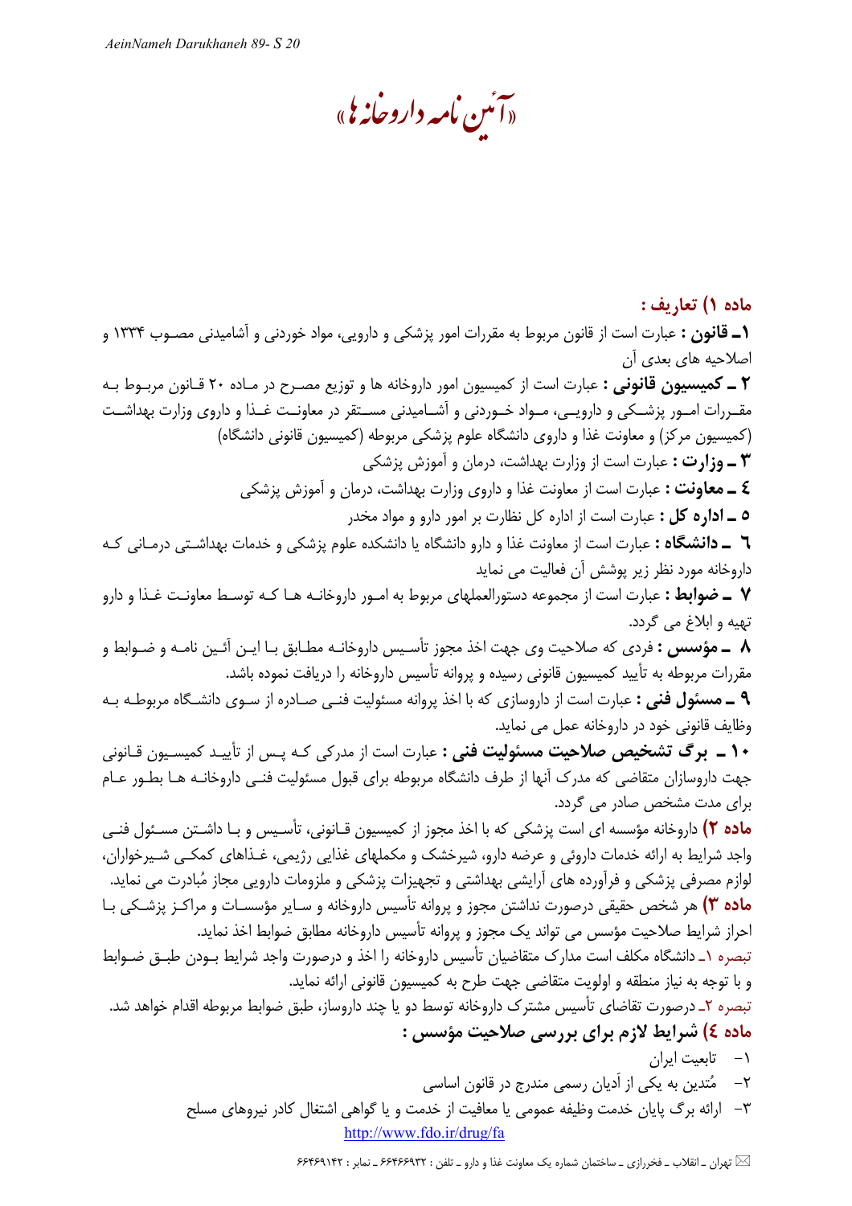# «آئین نامه داروخانه ها»

## ماده ۱) تعاریف :

**۱ـ قانون :** عبارت است از قانون مربوط به مقررات امور پزشکی و دارویی، مواد خوردنی و آشامیدنی مصـوب ۱۳۳۴ و اصلاحیه های بعدی آن

**۲ ـ کمیسیون قانونی :** عبارت است از کمیسیون امور داروخانه ها و توزیع مصـرح در مـاده ۲۰ قـانون مربـوط بـه مقـررات امـور پزشـکی و دارویـی، مـواد خـوردنی و آشـامیدنی مسـتقر در معاونـت غـذا و داروی وزارت بهداشـت (کمیسیون مرکز) و معاونت غذا و داروی دانشگاه علوم پزشکی مربوطه (کمیسیون قانونی دانشگاه)

**۳ ـ وزارت :** عبارت است از وزارت بهداشت، درمان و آموزش پزشکی

**٤ ـ معاونت :** عبارت است از معاونت غذا و داروی وزارت بهداشت، درمان و آموزش پزشکی

**٥ ـ اداره کل :** عبارت است از اداره کل نظارت بر امور دارو و مواد مخدر

**٦ ـ دانشگاه :** عبارت است از معاونت غذا و دارو دانشگاه یا دانشکده علوم پزشکی و خدمات بهداشـتی درمـانی کـه داروخانه مورد نظر زیر پوشش آن فعالیت می نماید

**۷ ـ ضوابط :** عبارت است از مجموعه دستورالعملهای مربوط به امـور داروخانـه هـا کـه توسـط معاونـت غـذا و دارو تهیه و ابلاغ می گردد.

**۸ ـ مؤسس :** فردی که صلاحیت وی جهت اخذ مجوز تأسـیس داروخانـه مطـابق بـا ایـن آئـین نامـه و ضـوابط و مقررات مربوطه به تأیید کمیسیون قانونی رسیده و پروانه تأسیس داروخانه را دریافت نموده باشد.

**۹ ـ مسئول فنی :** عبارت است از داروسازی که با اخذ پروانه مسئولیت فنـی صـادره از سـوی دانشـگاه مربوطـه بـه وظایف قانونی خود در داروخانه عمل می نماید.

**۱۰ ـ برگ تشخیص صلاحیت مسئولیت فنی :** عبارت است از مدرکی کـه پـس از تأییـد کمیسـیون قـانونی جهت داروسازان متقاضی که مدرک آنها از طرف دانشگاه مربوطه برای قبول مسئولیت فنـی داروخانـه هـا بطـور عـام برای مدت مشخص صادر می گردد.

**ماده ۲)** داروخانه مؤسسه ای است پزشکی که با اخذ مجوز از کمیسیون قـانونی، تأسـیس و بـا داشـتن مسـئول فنـی واجد شرایط به ارائه خدمات داروئی و عرضه دارو، شیرخشک و مکملهای غذایی رژیمی، غـذاهای کمکـی شـیرخواران، لوازم مصرفی پزشکی و فرآورده های آرایشی بهداشتی و تجهیزات پزشکی و ملزومات دارویی مجاز مُبادرت می نماید.

**ماده ۳)** هر شخص حقیقی درصورت نداشتن مجوز و پروانه تأسیس داروخانه و سـایر مؤسسـات و مراکـز پزشـکی بـا احراز شرایط صلاحیت مؤسس می تواند یک مجوز و پروانه تأسیس داروخانه مطابق ضوابط اخذ نماید.

تبصره ۱ـ دانشگاه مکلف است مدارک متقاضیان تأسیس داروخانه را اخذ و درصورت واجد شرایط بـودن طبـق ضـوابط و با توجه به نیاز منطقه و اولویت متقاضی جهت طرح به کمیسیون قانونی ارائه نماید.

تبصره ۲ـ درصورت تقاضای تأسیس مشترک داروخانه توسط دو یا چند داروساز، طبق ضوابط مربوطه اقدام خواهد شد.

## ماده ٤) شرایط لازم برای بررسی صلاحیت مؤسس :

۱- تابعیت ایران
۲- مُتدین به یکی از اَدیان رسمی مندرج در قانون اساسی
۳- ارائه برگ پایان خدمت وظیفه عمومی یا معافیت از خدمت و یا گواهی اشتغال کادر نیروهای مسلح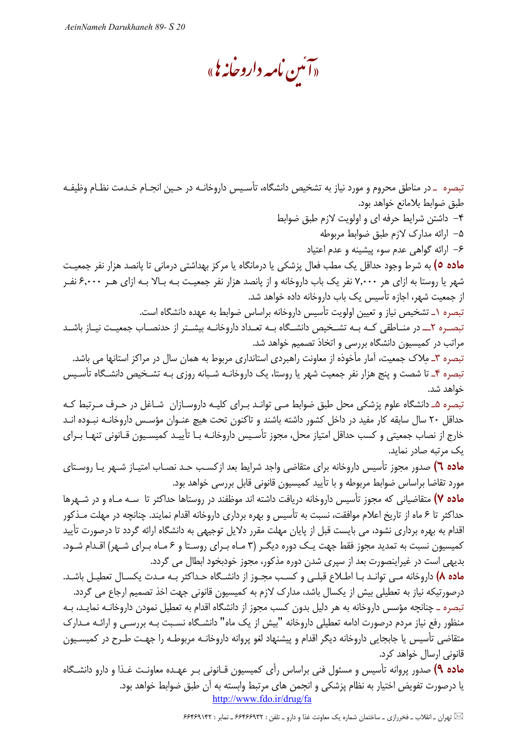«آئین نامه داروخانه ها»

تبصره ـ در مناطق محروم و مورد نیاز به تشخیص دانشگاه، تأسیس داروخانه در حین انجام خدمت نظام وظیفه طبق ضوابط بلامانع خواهد بود.

۴- داشتن شرایط حرفه ای و اولویت لازم طبق ضوابط

۵- ارائه مدارک لازم طبق ضوابط مربوطه

۶- ارائه گواهی عدم سوء پیشینه و عدم اعتیاد

**ماده ۵)** به شرط وجود حداقل یک مطب فعال پزشکی یا درمانگاه یا مرکز بهداشتی درمانی تا پانصد هزار نفر جمعیت شهر یا روستا به ازای هر ۷،۰۰۰ نفر یک باب داروخانه و از پانصد هزار نفر جمعیت به بالا به ازای هر ۶،۰۰۰ نفر از جمعیت شهر، اجازه تأسیس یک باب داروخانه داده خواهد شد.

تبصره ۱ـ تشخیص نیاز و تعیین اولویت تأسیس داروخانه براساس ضوابط به عهده دانشگاه است.

تبصره ۲ـ در مناطقی که به تشخیص دانشگاه به تعداد داروخانه بیشتر از حدنصاب جمعیت نیاز باشد مراتب در کمیسیون دانشگاه بررسی و اتخاذ تصمیم خواهد شد.

تبصره ۳ـ مِلاک جمعیت، آمار مأخوذه از معاونت راهبردی استانداری مربوط به همان سال در مراکز استانها می باشد.

تبصره ۴ـ تا شصت و پنج هزار نفر جمعیت شهر یا روستا، یک داروخانه شبانه روزی به تشخیص دانشگاه تأسیس خواهد شد.

تبصره ۵ـ دانشگاه علوم پزشکی محل طبق ضوابط می تواند برای کلیه داروسازان شاغل در حرف مرتبط که حداقل ۲۰ سال سابقه کار مفید در داخل کشور داشته باشند و تاکنون تحت هیچ عنوان مؤسس داروخانه نبوده اند خارج از نصاب جمعیتی و کسب حداقل امتیاز محل، مجوز تأسیس داروخانه با تأیید کمیسیون قانونی تنها برای یک مرتبه صادر نماید.

**ماده ٦)** صدور مجوز تأسیس داروخانه برای متقاضی واجد شرایط بعد ازکسب حد نصاب امتیاز شهر یا روستای مورد تقاضا براساس ضوابط مربوطه و با تأیید کمیسیون قانونی قابل بررسی خواهد بود.

**ماده ۷)** متقاضیانی که مجوز تأسیس داروخانه دریافت داشته اند موظفند در روستاها حداکثر تا سه ماه و در شهرها حداکثر تا ۶ ماه از تاریخ اعلام موافقت، نسبت به تأسیس و بهره برداری داروخانه اقدام نمایند. چنانچه در مهلت مذکور اقدام به بهره برداری نشود، می بایست قبل از پایان مهلت مقرر دلایل توجیهی به دانشگاه ارائه گردد تا درصورت تأیید کمیسیون نسبت به تمدید مجوز فقط جهت یک دوره دیگر (۳ ماه برای روستا و ۶ ماه برای شهر) اقدام شود. بدیهی است در غیراینصورت بعد از سپری شدن دوره مذکور، مجوز خودبخود ابطال می گردد.

**ماده ۸)** داروخانه می توانند با اطلاع قبلی و کسب مجوز از دانشگاه حداکثر به مدت یکسال تعطیل باشد. درصورتیکه نیاز به تعطیلی بیش از یکسال باشد، مدارک لازم به کمیسیون قانونی جهت اخذ تصمیم ارجاع می گردد.

تبصره ـ چنانچه مؤسس داروخانه به هر دلیل بدون کسب مجوز از دانشگاه اقدام به تعطیل نمودن داروخانه نماید، به منظور رفع نیاز مردم درصورت ادامه تعطیلی داروخانه "بیش از یک ماه" دانشگاه نسبت به بررسی و ارائه مدارک متقاضی تأسیس یا جابجایی داروخانه دیگر اقدام و پیشنهاد لغو پروانه داروخانه مربوطه را جهت طرح در کمیسیون قانونی ارسال خواهد کرد.

**ماده ۹)** صدور پروانه تأسیس و مسئول فنی براساس رأی کمیسیون قانونی بر عهده معاونت غذا و دارو دانشگاه یا درصورت تفویض اختیار به نظام پزشکی و انجمن های مرتبط وابسته به آن طبق ضوابط خواهد بود.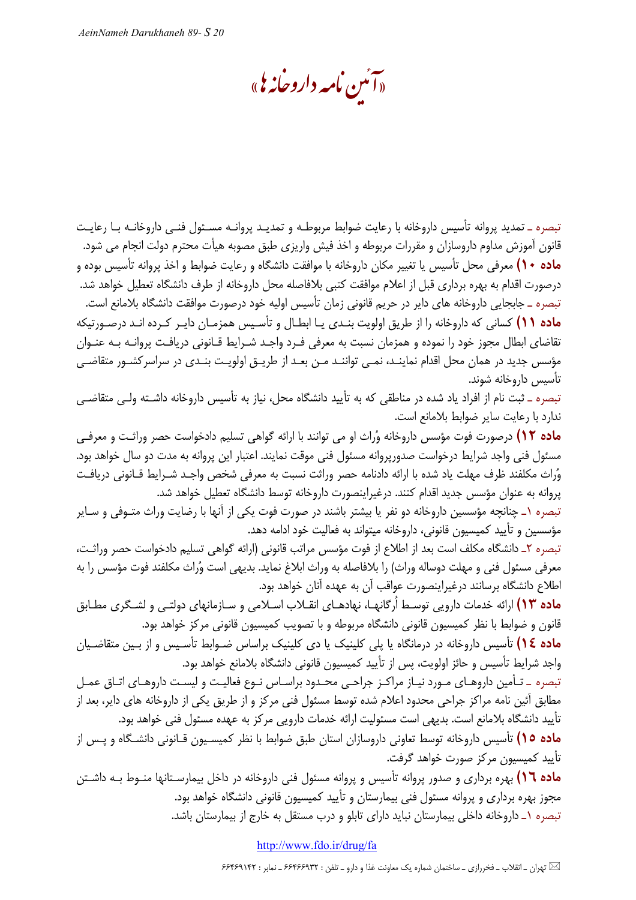# «آئین نامه داروخانه ها»

تبصره ـ تمدید پروانه تأسیس داروخانه با رعایت ضوابط مربوطه و تمدید پروانه مسئول فنی داروخانه با رعایت قانون آموزش مداوم داروسازان و مقررات مربوطه و اخذ فیش واریزی طبق مصوبه هیأت محترم دولت انجام می شود.

**ماده ۱۰)** معرفی محل تأسیس یا تغییر مکان داروخانه با موافقت دانشگاه و رعایت ضوابط و اخذ پروانه تأسیس بوده و درصورت اقدام به بهره برداری قبل از اعلام موافقت کتبی بلافاصله محل داروخانه از طرف دانشگاه تعطیل خواهد شد.

تبصره ـ جابجایی داروخانه های دایر در حریم قانونی زمان تأسیس اولیه خود درصورت موافقت دانشگاه بلامانع است.

**ماده ۱۱)** کسانی که داروخانه را از طریق اولویت بندی یا ابطال و تأسیس همزمان دایر کرده اند درصورتیکه تقاضای ابطال مجوز خود را نموده و همزمان نسبت به معرفی فرد واجد شرایط قانونی دریافت پروانه به عنوان مؤسس جدید در همان محل اقدام نمایند، نمی توانند من بعد از طریق اولویت بندی در سراسرکشور متقاضی تأسیس داروخانه شوند.

تبصره ـ ثبت نام از افراد یاد شده در مناطقی که به تأیید دانشگاه محل، نیاز به تأسیس داروخانه داشته ولی متقاضی ندارد با رعایت سایر ضوابط بلامانع است.

**ماده ۱۲)** درصورت فوت مؤسس داروخانه وُراث او می توانند با ارائه گواهی تسلیم دادخواست حصر وراثت و معرفی مسئول فنی واجد شرایط درخواست صدورپروانه مسئول فنی موقت نمایند. اعتبار این پروانه به مدت دو سال خواهد بود. وُراث مکلفند ظرف مهلت یاد شده با ارائه دادنامه حصر وراثت نسبت به معرفی شخص واجد شرایط قانونی دریافت پروانه به عنوان مؤسس جدید اقدام کنند. درغیراینصورت داروخانه توسط دانشگاه تعطیل خواهد شد.

تبصره ۱ـ چنانچه مؤسسین داروخانه دو نفر یا بیشتر باشند در صورت فوت یکی از آنها با رضایت وراث متوفی و سایر مؤسسین و تأیید کمیسیون قانونی، داروخانه میتواند به فعالیت خود ادامه دهد.

تبصره ۲ـ دانشگاه مکلف است بعد از اطلاع از فوت مؤسس مراتب قانونی (ارائه گواهی تسلیم دادخواست حصر وراثت، معرفی مسئول فنی و مهلت دوساله وراث) را بلافاصله به وراث ابلاغ نماید. بدیهی است وُراث مکلفند فوت مؤسس را به اطلاع دانشگاه برسانند درغیراینصورت عواقب آن به عهده آنان خواهد بود.

**ماده ۱۳)** ارائه خدمات دارویی توسط اُرگانها، نهادهای انقلاب اسلامی و سازمانهای دولتی و لشگری مطابق قانون و ضوابط با نظر کمیسیون قانونی دانشگاه مربوطه و با تصویب کمیسیون قانونی مرکز خواهد بود.

**ماده ۱٤)** تأسیس داروخانه در درمانگاه یا پلی کلینیک یا دی کلینیک براساس ضوابط تأسیس و از بین متقاضیان واجد شرایط تأسیس و حائز اولویت، پس از تأیید کمیسیون قانونی دانشگاه بلامانع خواهد بود.

تبصره ـ تأمین داروهای مورد نیاز مراکز جراحی محدود براساس نوع فعالیت و لیست داروهای اتاق عمل مطابق آئین نامه مراکز جراحی محدود اعلام شده توسط مسئول فنی مرکز و از طریق یکی از داروخانه های دایر، بعد از تأیید دانشگاه بلامانع است. بدیهی است مسئولیت ارائه خدمات دارویی مرکز به عهده مسئول فنی خواهد بود.

**ماده ۱۵)** تأسیس داروخانه توسط تعاونی داروسازان استان طبق ضوابط با نظر کمیسیون قانونی دانشگاه و پس از تأیید کمیسیون مرکز صورت خواهد گرفت.

**ماده ۱٦)** بهره برداری و صدور پروانه تأسیس و پروانه مسئول فنی داروخانه در داخل بیمارستانها منوط به داشتن مجوز بهره برداری و پروانه مسئول فنی بیمارستان و تأیید کمیسیون قانونی دانشگاه خواهد بود.

تبصره ۱ـ داروخانه داخلی بیمارستان نباید دارای تابلو و درب مستقل به خارج از بیمارستان باشد.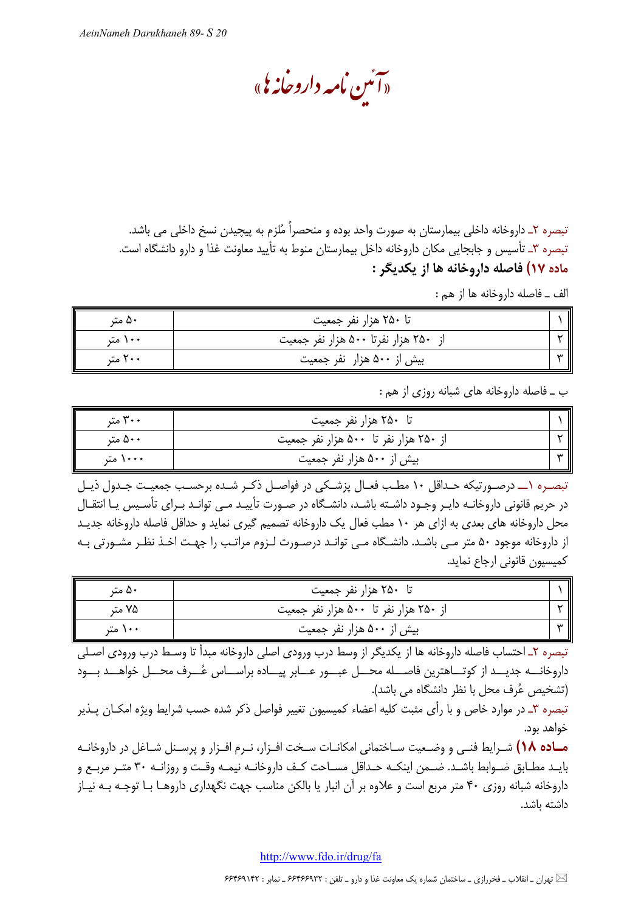تبصره ۲ـ داروخانه داخلی بیمارستان به صورت واحد بوده و منحصراً مُلزم به پیچیدن نسخ داخلی می باشد.
تبصره ۳ـ تأسیس و جابجایی مکان داروخانه داخل بیمارستان منوط به تأیید معاونت غذا و دارو دانشگاه است.

**ماده ۱۷) فاصله داروخانه ها از یکدیگر :**

الف ـ فاصله داروخانه ها از هم :

| | | |
|---|---|---|
| ۱ | تا ۲۵۰ هزار نفر جمعیت | ۵۰ متر |
| ۲ | از ۲۵۰ هزار نفرتا ۵۰۰ هزار نفر جمعیت | ۱۰۰ متر |
| ۳ | بیش از ۵۰۰ هزار نفر جمعیت | ۲۰۰ متر |

ب ـ فاصله داروخانه های شبانه روزی از هم :

| | | |
|---|---|---|
| ۱ | تا ۲۵۰ هزار نفر جمعیت | ۳۰۰ متر |
| ۲ | از ۲۵۰ هزار نفر تا ۵۰۰ هزار نفر جمعیت | ۵۰۰ متر |
| ۳ | بیش از ۵۰۰ هزار نفر جمعیت | ۱۰۰۰ متر |

تبصره ۱ــ درصورتیکه حداقل ۱۰ مطب فعال پزشکی در فواصل ذکر شده برحسب جمعیت جدول ذیل در حریم قانونی داروخانه دایر وجود داشته باشد، دانشگاه در صورت تأیید می تواند برای تأسیس یا انتقال محل داروخانه های بعدی به ازای هر ۱۰ مطب فعال یک داروخانه تصمیم گیری نماید و حداقل فاصله داروخانه جدید از داروخانه موجود ۵۰ متر می باشد. دانشگاه می تواند درصورت لزوم مراتب را جهت اخذ نظر مشورتی به کمیسیون قانونی ارجاع نماید.

| | | |
|---|---|---|
| ۱ | تا ۲۵۰ هزار نفر جمعیت | ۵۰ متر |
| ۲ | از ۲۵۰ هزار نفر تا ۵۰۰ هزار نفر جمعیت | ۷۵ متر |
| ۳ | بیش از ۵۰۰ هزار نفر جمعیت | ۱۰۰ متر |

تبصره ۲ـ احتساب فاصله داروخانه ها از یکدیگر از وسط درب ورودی اصلی داروخانه مبدأ تا وسط درب ورودی اصلی داروخانه جدید از کوتاهترین فاصله محل عبور عابر پیاده براساس عُرف محل خواهد بود (تشخیص عُرف محل با نظر دانشگاه می باشد).

تبصره ۳ـ در موارد خاص و با رأی مثبت کلیه اعضاء کمیسیون تغییر فواصل ذکر شده حسب شرایط ویژه امکان پذیر خواهد بود.

**ماده ۱۸)** شرایط فنی و وضعیت ساختمانی امکانات سخت افزار، نرم افزار و پرسنل شاغل در داروخانه باید مطابق ضوابط باشد. ضمن اینکه حداقل مساحت کف داروخانه نیمه وقت و روزانه ۳۰ متر مربع و داروخانه شبانه روزی ۴۰ متر مربع است و علاوه بر آن انبار یا بالکن مناسب جهت نگهداری داروها با توجه به نیاز داشته باشد.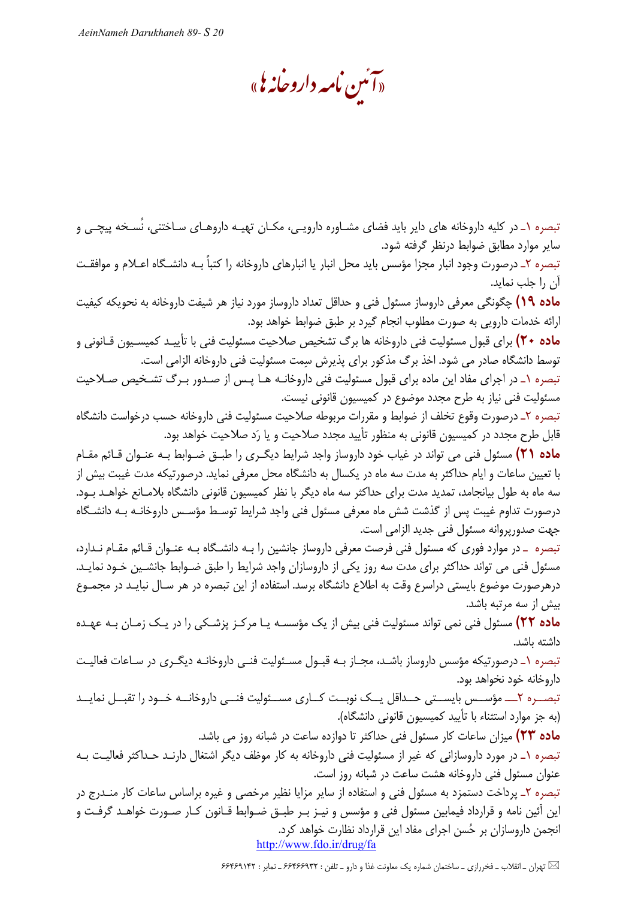تبصره ۱ـ در کلیه داروخانه های دایر باید فضای مشاوره دارویی، مکان تهیه داروهای ساختنی، نُسخه پیچی و سایر موارد مطابق ضوابط درنظر گرفته شود.

تبصره ۲ـ درصورت وجود انبار مجزا مؤسس باید محل انبار یا انبارهای داروخانه را کتباً به دانشگاه اعلام و موافقت آن را جلب نماید.

**ماده ۱۹)** چگونگی معرفی داروساز مسئول فنی و حداقل تعداد داروساز مورد نیاز هر شیفت داروخانه به نحویکه کیفیت ارائه خدمات دارویی به صورت مطلوب انجام گیرد بر طبق ضوابط خواهد بود.

**ماده ۲۰)** برای قبول مسئولیت فنی داروخانه ها برگ تشخیص صلاحیت مسئولیت فنی با تأیید کمیسیون قانونی و توسط دانشگاه صادر می شود. اخذ برگ مذکور برای پذیرش سِمت مسئولیت فنی داروخانه الزامی است.

تبصره ۱ـ در اجرای مفاد این ماده برای قبول مسئولیت فنی داروخانه ها پس از صدور برگ تشخیص صلاحیت مسئولیت فنی نیاز به طرح مجدد موضوع در کمیسیون قانونی نیست.

تبصره ۲ـ درصورت وقوع تخلف از ضوابط و مقررات مربوطه صلاحیت مسئولیت فنی داروخانه حسب درخواست دانشگاه قابل طرح مجدد در کمیسیون قانونی به منظور تأیید مجدد صلاحیت و یا رَد صلاحیت خواهد بود.

**ماده ۲۱)** مسئول فنی می تواند در غیاب خود داروساز واجد شرایط دیگری را طبق ضوابط به عنوان قائم مقام با تعیین ساعات و ایام حداکثر به مدت سه ماه در یکسال به دانشگاه محل معرفی نماید. درصورتیکه مدت غیبت بیش از سه ماه به طول بیانجامد، تمدید مدت برای حداکثر سه ماه دیگر با نظر کمیسیون قانونی دانشگاه بلامانع خواهد بود. درصورت تداوم غیبت پس از گذشت شش ماه معرفی مسئول فنی واجد شرایط توسط مؤسس داروخانه به دانشگاه جهت صدورپروانه مسئول فنی جدید الزامی است.

تبصره ـ در موارد فوری که مسئول فنی فرصت معرفی داروساز جانشین را به دانشگاه به عنوان قائم مقام ندارد، مسئول فنی می تواند حداکثر برای مدت سه روز یکی از داروسازان واجد شرایط را طبق ضوابط جانشین خود نماید. درهرصورت موضوع بایستی دراسرع وقت به اطلاع دانشگاه برسد. استفاده از این تبصره در هر سال نباید در مجموع بیش از سه مرتبه باشد.

**ماده ۲۲)** مسئول فنی نمی تواند مسئولیت فنی بیش از یک مؤسسه یا مرکز پزشکی را در یک زمان به عهده داشته باشد.

تبصره ۱ـ درصورتیکه مؤسس داروساز باشد، مجاز به قبول مسئولیت فنی داروخانه دیگری در ساعات فعالیت داروخانه خود نخواهد بود.

تبصره ۲ـ مؤسس بایستی حداقل یک نوبت کاری مسئولیت فنی داروخانه خود را تقبل نماید (به جز موارد استثناء با تأیید کمیسیون قانونی دانشگاه).

**ماده ۲۳)** میزان ساعات کار مسئول فنی حداکثر تا دوازده ساعت در شبانه روز می باشد.

تبصره ۱ـ در مورد داروسازانی که غیر از مسئولیت فنی داروخانه به کار موظف دیگر اشتغال دارند حداکثر فعالیت به عنوان مسئول فنی داروخانه هشت ساعت در شبانه روز است.

تبصره ۲ـ پرداخت دستمزد به مسئول فنی و استفاده از سایر مزایا نظیر مرخصی و غیره براساس ساعات کار مندرج در این آئین نامه و قرارداد فیمابین مسئول فنی و مؤسس و نیز بر طبق ضوابط قانون کار صورت خواهد گرفت و انجمن داروسازان بر حُسن اجرای مفاد این قرارداد نظارت خواهد کرد.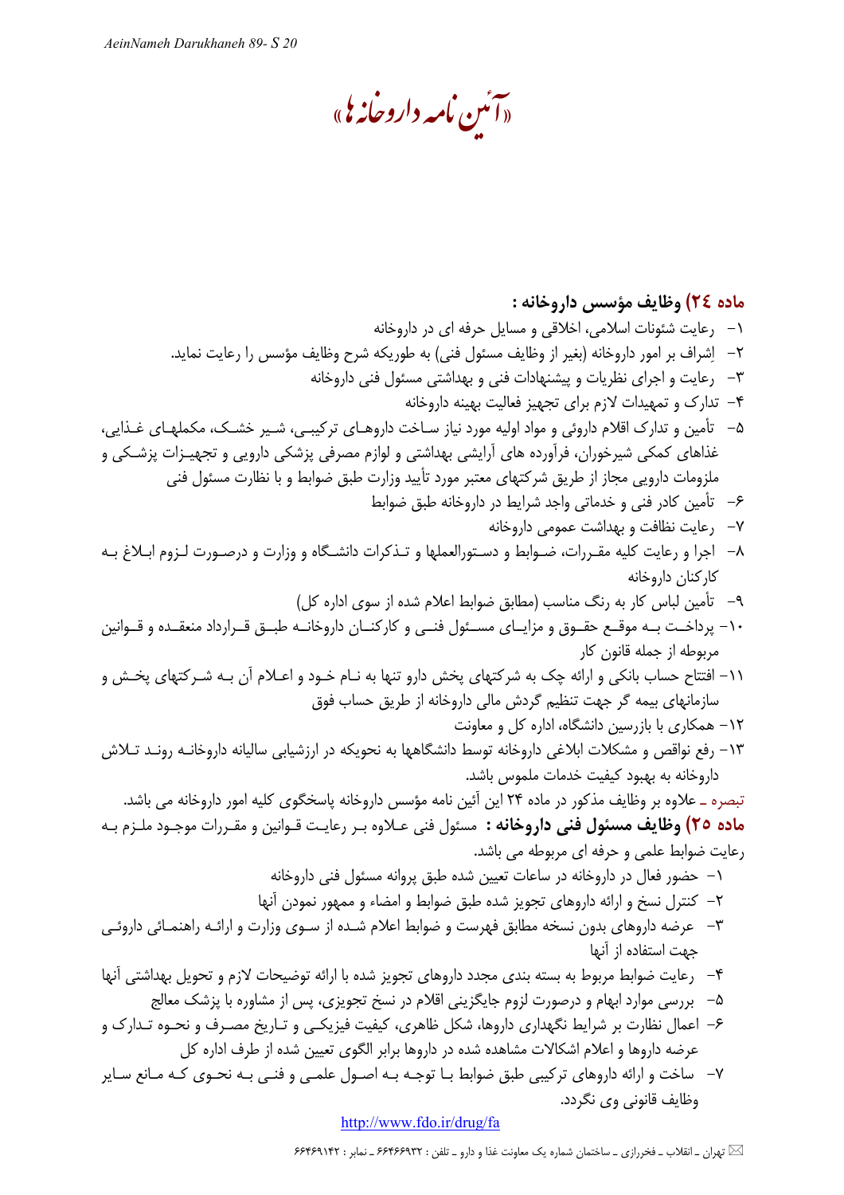«آئین نامه داروخانه ها»

**ماده ۲۴) وظایف مؤسس داروخانه :**

۱- رعایت شئونات اسلامی، اخلاقی و مسایل حرفه ای در داروخانه

۲- اِشراف بر امور داروخانه (بغیر از وظایف مسئول فنی) به طوریکه شرح وظایف مؤسس را رعایت نماید.

۳- رعایت و اجرای نظریات و پیشنهادات فنی و بهداشتی مسئول فنی داروخانه

۴- تدارک و تمهیدات لازم برای تجهیز فعالیت بهینه داروخانه

۵- تأمین و تدارک اقلام داروئی و مواد اولیه مورد نیاز ساخت داروهای ترکیبی، شیر خشک، مکملهای غذایی، غذاهای کمکی شیرخوران، فرآورده های آرایشی بهداشتی و لوازم مصرفی پزشکی دارویی و تجهیزات پزشکی و ملزومات دارویی مجاز از طریق شرکتهای معتبر مورد تأیید وزارت طبق ضوابط و با نظارت مسئول فنی

۶- تأمین کادر فنی و خدماتی واجد شرایط در داروخانه طبق ضوابط

۷- رعایت نظافت و بهداشت عمومی داروخانه

۸- اجرا و رعایت کلیه مقررات، ضوابط و دستورالعملها و تذکرات دانشگاه و وزارت و درصورت لزوم ابلاغ به کارکنان داروخانه

۹- تأمین لباس کار به رنگ مناسب (مطابق ضوابط اعلام شده از سوی اداره کل)

۱۰- پرداخت به موقع حقوق و مزایای مسئول فنی و کارکنان داروخانه طبق قرارداد منعقده و قوانین مربوطه از جمله قانون کار

۱۱- افتتاح حساب بانکی و ارائه چک به شرکتهای پخش دارو تنها به نام خود و اعلام آن به شرکتهای پخش و سازمانهای بیمه گر جهت تنظیم گردش مالی داروخانه از طریق حساب فوق

۱۲- همکاری با بازرسین دانشگاه، اداره کل و معاونت

۱۳- رفع نواقص و مشکلات ابلاغی داروخانه توسط دانشگاهها به نحویکه در ارزشیابی سالیانه داروخانه روند تلاش داروخانه به بهبود کیفیت خدمات ملموس باشد.

تبصره ـ علاوه بر وظایف مذکور در ماده ۲۴ این آئین نامه مؤسس داروخانه پاسخگوی کلیه امور داروخانه می باشد.

**ماده ۲۵) وظایف مسئول فنی داروخانه :** مسئول فنی علاوه بر رعایت قوانین و مقررات موجود ملزم به رعایت ضوابط علمی و حرفه ای مربوطه می باشد.

۱- حضور فعال در داروخانه در ساعات تعیین شده طبق پروانه مسئول فنی داروخانه

۲- کنترل نسخ و ارائه داروهای تجویز شده طبق ضوابط و امضاء و ممهور نمودن آنها

۳- عرضه داروهای بدون نسخه مطابق فهرست و ضوابط اعلام شده از سوی وزارت و ارائه راهنمائی داروئی جهت استفاده از آنها

۴- رعایت ضوابط مربوط به بسته بندی مجدد داروهای تجویز شده با ارائه توضیحات لازم و تحویل بهداشتی آنها

۵- بررسی موارد ابهام و درصورت لزوم جایگزینی اقلام در نسخ تجویزی، پس از مشاوره با پزشک معالج

۶- اعمال نظارت بر شرایط نگهداری داروها، شکل ظاهری، کیفیت فیزیکی و تاریخ مصرف و نحوه تدارک و عرضه داروها و اعلام اشکالات مشاهده شده در داروها برابر الگوی تعیین شده از طرف اداره کل

۷- ساخت و ارائه داروهای ترکیبی طبق ضوابط با توجه به اصول علمی و فنی به نحوی که مانع سایر وظایف قانونی وی نگردد.

http://www.fdo.ir/drug/fa

تهران ـ انقلاب ـ فخررازی ـ ساختمان شماره یک معاونت غذا و دارو ـ تلفن : ۶۶۴۶۶۹۳۲ ـ نمابر : ۶۶۴۶۹۱۴۲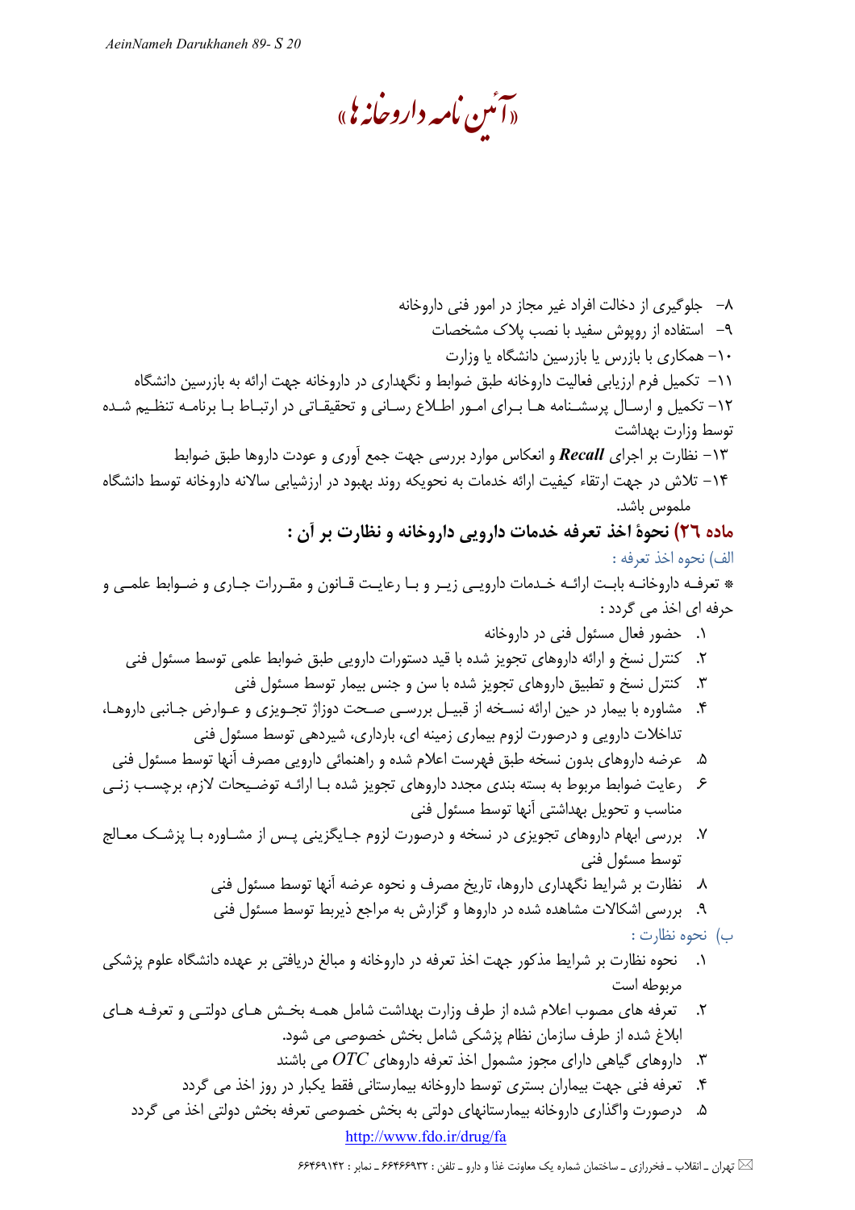۸- جلوگیری از دخالت افراد غیر مجاز در امور فنی داروخانه

۹- استفاده از روپوش سفید با نصب پلاک مشخصات

۱۰- همکاری با بازرس یا بازرسین دانشگاه یا وزارت

۱۱- تکمیل فرم ارزیابی فعالیت داروخانه طبق ضوابط و نگهداری در داروخانه جهت ارائه به بازرسین دانشگاه

۱۲- تکمیل و ارسال پرسشنامه ها برای امور اطلاع رسانی و تحقیقاتی در ارتباط با برنامه تنظیم شده توسط وزارت بهداشت

۱۳- نظارت بر اجرای ***Recall*** و انعکاس موارد بررسی جهت جمع آوری و عودت داروها طبق ضوابط

۱۴- تلاش در جهت ارتقاء کیفیت ارائه خدمات به نحویکه روند بهبود در ارزشیابی سالانه داروخانه توسط دانشگاه ملموس باشد.

## ماده ۲۶) نحوهٔ اخذ تعرفه خدمات دارویی داروخانه و نظارت بر آن :

### الف) نحوه اخذ تعرفه :

* تعرفه داروخانه بابت ارائه خدمات دارویی زیر و با رعایت قانون و مقررات جاری و ضوابط علمی و حرفه ای اخذ می گردد :

۱. حضور فعال مسئول فنی در داروخانه
۲. کنترل نسخ و ارائه داروهای تجویز شده با قید دستورات دارویی طبق ضوابط علمی توسط مسئول فنی
۳. کنترل نسخ و تطبیق داروهای تجویز شده با سن و جنس بیمار توسط مسئول فنی
۴. مشاوره با بیمار در حین ارائه نسخه از قبیل بررسی صحت دوزاژ تجویزی و عوارض جانبی داروها، تداخلات دارویی و درصورت لزوم بیماری زمینه ای، بارداری، شیردهی توسط مسئول فنی
۵. عرضه داروهای بدون نسخه طبق فهرست اعلام شده و راهنمائی دارویی مصرف آنها توسط مسئول فنی
۶. رعایت ضوابط مربوط به بسته بندی مجدد داروهای تجویز شده با ارائه توضیحات لازم، برچسب زنی مناسب و تحویل بهداشتی آنها توسط مسئول فنی
۷. بررسی ابهام داروهای تجویزی در نسخه و درصورت لزوم جایگزینی پس از مشاوره با پزشک معالج توسط مسئول فنی
۸. نظارت بر شرایط نگهداری داروها، تاریخ مصرف و نحوه عرضه آنها توسط مسئول فنی
۹. بررسی اشکالات مشاهده شده در داروها و گزارش به مراجع ذیربط توسط مسئول فنی

### ب) نحوه نظارت :

۱. نحوه نظارت بر شرایط مذکور جهت اخذ تعرفه در داروخانه و مبالغ دریافتی بر عهده دانشگاه علوم پزشکی مربوطه است
۲. تعرفه های مصوب اعلام شده از طرف وزارت بهداشت شامل همه بخش های دولتی و تعرفه های ابلاغ شده از طرف سازمان نظام پزشکی شامل بخش خصوصی می شود.
۳. داروهای گیاهی دارای مجوز مشمول اخذ تعرفه داروهای *OTC* می باشند
۴. تعرفه فنی جهت بیماران بستری توسط داروخانه بیمارستانی فقط یکبار در روز اخذ می گردد
۵. درصورت واگذاری داروخانه بیمارستانهای دولتی به بخش خصوصی تعرفه بخش دولتی اخذ می گردد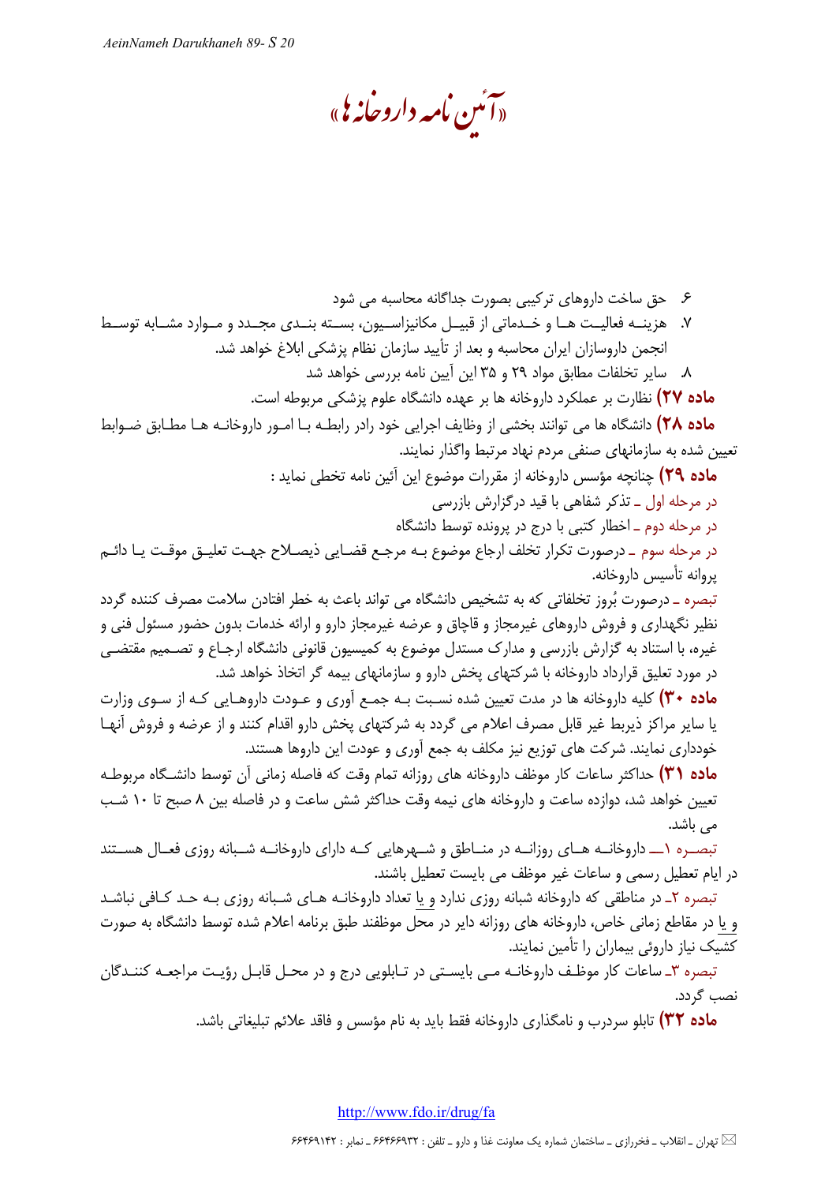«آئین نامه داروخانه ها»

۶. حق ساخت داروهای ترکیبی بصورت جداگانه محاسبه می شود

۷. هزینه فعالیت ها و خدماتی از قبیل مکانیزاسیون، بسته بندی مجدد و موارد مشابه توسط انجمن داروسازان ایران محاسبه و بعد از تأیید سازمان نظام پزشکی ابلاغ خواهد شد.

۸. سایر تخلفات مطابق مواد ۲۹ و ۳۵ این آیین نامه بررسی خواهد شد

**ماده ۲۷)** نظارت بر عملکرد داروخانه ها بر عهده دانشگاه علوم پزشکی مربوطه است.

**ماده ۲۸)** دانشگاه ها می توانند بخشی از وظایف اجرایی خود رادر رابطه با امور داروخانه ها مطابق ضوابط تعیین شده به سازمانهای صنفی مردم نهاد مرتبط واگذار نمایند.

**ماده ۲۹)** چنانچه مؤسس داروخانه از مقررات موضوع این آئین نامه تخطی نماید :

در مرحله اول ـ تذکر شفاهی با قید درگزارش بازرسی

در مرحله دوم ـ اخطار کتبی با درج در پرونده توسط دانشگاه

در مرحله سوم ـ درصورت تکرار تخلف ارجاع موضوع به مرجع قضایی ذیصلاح جهت تعلیق موقت یا دائم پروانه تأسیس داروخانه.

تبصره ـ درصورت بُروز تخلفاتی که به تشخیص دانشگاه می تواند باعث به خطر افتادن سلامت مصرف کننده گردد نظیر نگهداری و فروش داروهای غیرمجاز و قاچاق و عرضه غیرمجاز دارو و ارائه خدمات بدون حضور مسئول فنی و غیره، با استناد به گزارش بازرسی و مدارک مستدل موضوع به کمیسیون قانونی دانشگاه ارجاع و تصمیم مقتضی در مورد تعلیق قرارداد داروخانه با شرکتهای پخش دارو و سازمانهای بیمه گر اتخاذ خواهد شد.

**ماده ۳۰)** کلیه داروخانه ها در مدت تعیین شده نسبت به جمع آوری و عودت داروهایی که از سوی وزارت یا سایر مراکز ذیربط غیر قابل مصرف اعلام می گردد به شرکتهای پخش دارو اقدام کنند و از عرضه و فروش آنها خودداری نمایند. شرکت های توزیع نیز مکلف به جمع آوری و عودت این داروها هستند.

**ماده ۳۱)** حداکثر ساعات کار موظف داروخانه های روزانه تمام وقت که فاصله زمانی آن توسط دانشگاه مربوطه تعیین خواهد شد، دوازده ساعت و داروخانه های نیمه وقت حداکثر شش ساعت و در فاصله بین ۸ صبح تا ۱۰ شب می باشد.

تبصره ۱ـ داروخانه های روزانه در مناطق و شهرهایی که دارای داروخانه شبانه روزی فعال هستند در ایام تعطیل رسمی و ساعات غیر موظف می بایست تعطیل باشند.

تبصره ۲ـ در مناطقی که داروخانه شبانه روزی ندارد و یا تعداد داروخانه های شبانه روزی به حد کافی نباشد و یا در مقاطع زمانی خاص، داروخانه های روزانه دایر در محل موظفند طبق برنامه اعلام شده توسط دانشگاه به صورت کشیک نیاز دارویی بیماران را تأمین نمایند.

تبصره ۳ـ ساعات کار موظف داروخانه می بایستی در تابلویی درج و در محل قابل رؤیت مراجعه کنندگان نصب گردد.

**ماده ۳۲)** تابلو سردرب و نامگذاری داروخانه فقط باید به نام مؤسس و فاقد علائم تبلیغاتی باشد.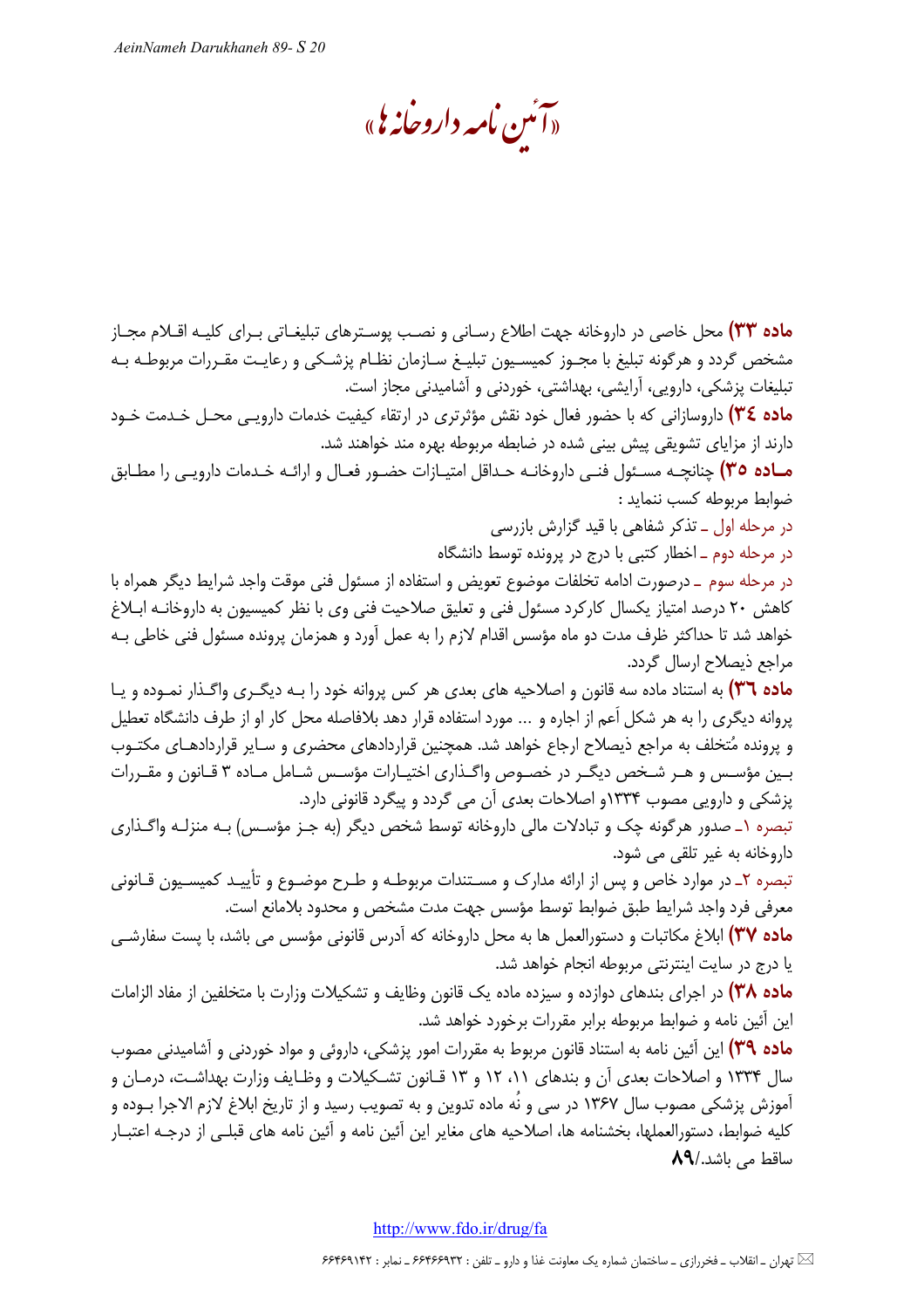«آئین نامه داروخانه ها»

**ماده ۳۳)** محل خاصی در داروخانه جهت اطلاع رسانی و نصب پوسترهای تبلیغاتی برای کلیه اقلام مجاز مشخص گردد و هرگونه تبلیغ با مجوز کمیسیون تبلیغ سازمان نظام پزشکی و رعایت مقررات مربوطه به تبلیغات پزشکی، دارویی، آرایشی، بهداشتی، خوردنی و آشامیدنی مجاز است.

**ماده ۳۴)** داروسازانی که با حضور فعال خود نقش مؤثرتری در ارتقاء کیفیت خدمات دارویی محل خدمت خود دارند از مزایای تشویقی پیش بینی شده در ضابطه مربوطه بهره مند خواهند شد.

**ماده ۳۵)** چنانچه مسئول فنی داروخانه حداقل امتیازات حضور فعال و ارائه خدمات دارویی را مطابق ضوابط مربوطه کسب ننماید :

در مرحله اول ـ تذکر شفاهی با قید گزارش بازرسی

در مرحله دوم ـ اخطار کتبی با درج در پرونده توسط دانشگاه

در مرحله سوم ـ درصورت ادامه تخلفات موضوع تعویض و استفاده از مسئول فنی موقت واجد شرایط دیگر همراه با کاهش ۲۰ درصد امتیاز یکسال کارکرد مسئول فنی و تعلیق صلاحیت فنی وی با نظر کمیسیون به داروخانه ابلاغ خواهد شد تا حداکثر ظرف مدت دو ماه مؤسس اقدام لازم را به عمل آورد و همزمان پرونده مسئول فنی خاطی به مراجع ذیصلاح ارسال گردد.

**ماده ۳۶)** به استناد ماده سه قانون و اصلاحیه های بعدی هر کس پروانه خود را به دیگری واگذار نموده و یا پروانه دیگری را به هر شکل اَعم از اجاره و ... مورد استفاده قرار دهد بلافاصله محل کار او از طرف دانشگاه تعطیل و پرونده مُتخلف به مراجع ذیصلاح ارجاع خواهد شد. همچنین قراردادهای محضری و سایر قراردادهای مکتوب بین مؤسس و هر شخص دیگر در خصوص واگذاری اختیارات مؤسس شامل ماده ۳ قانون و مقررات پزشکی و دارویی مصوب ۱۳۳۴و اصلاحات بعدی آن می گردد و پیگرد قانونی دارد.

تبصره ۱ـ صدور هرگونه چک و تبادلات مالی داروخانه توسط شخص دیگر (به جز مؤسس) به منزله واگذاری داروخانه به غیر تلقی می شود.

تبصره ۲ـ در موارد خاص و پس از ارائه مدارک و مستندات مربوطه و طرح موضوع و تأیید کمیسیون قانونی معرفی فرد واجد شرایط طبق ضوابط توسط مؤسس جهت مدت مشخص و محدود بلامانع است.

**ماده ۳۷)** ابلاغ مکاتبات و دستورالعمل ها به محل داروخانه که آدرس قانونی مؤسس می باشد، با پست سفارشی یا درج در سایت اینترنتی مربوطه انجام خواهد شد.

**ماده ۳۸)** در اجرای بندهای دوازده و سیزده ماده یک قانون وظایف و تشکیلات وزارت با متخلفین از مفاد الزامات این آئین نامه و ضوابط مربوطه برابر مقررات برخورد خواهد شد.

**ماده ۳۹)** این آئین نامه به استناد قانون مربوط به مقررات امور پزشکی، داروئی و مواد خوردنی و آشامیدنی مصوب سال ۱۳۳۴ و اصلاحات بعدی آن و بندهای ۱۱، ۱۲ و ۱۳ قانون تشکیلات و وظایف وزارت بهداشت، درمان و آموزش پزشکی مصوب سال ۱۳۶۷ در سی و نُه ماده تدوین و به تصویب رسید و از تاریخ ابلاغ لازم الاجرا بوده و کلیه ضوابط، دستورالعملها، بخشنامه ها، اصلاحیه های مغایر این آئین نامه و آئین نامه های قبلی از درجه اعتبار ساقط می باشد./**۸۹**